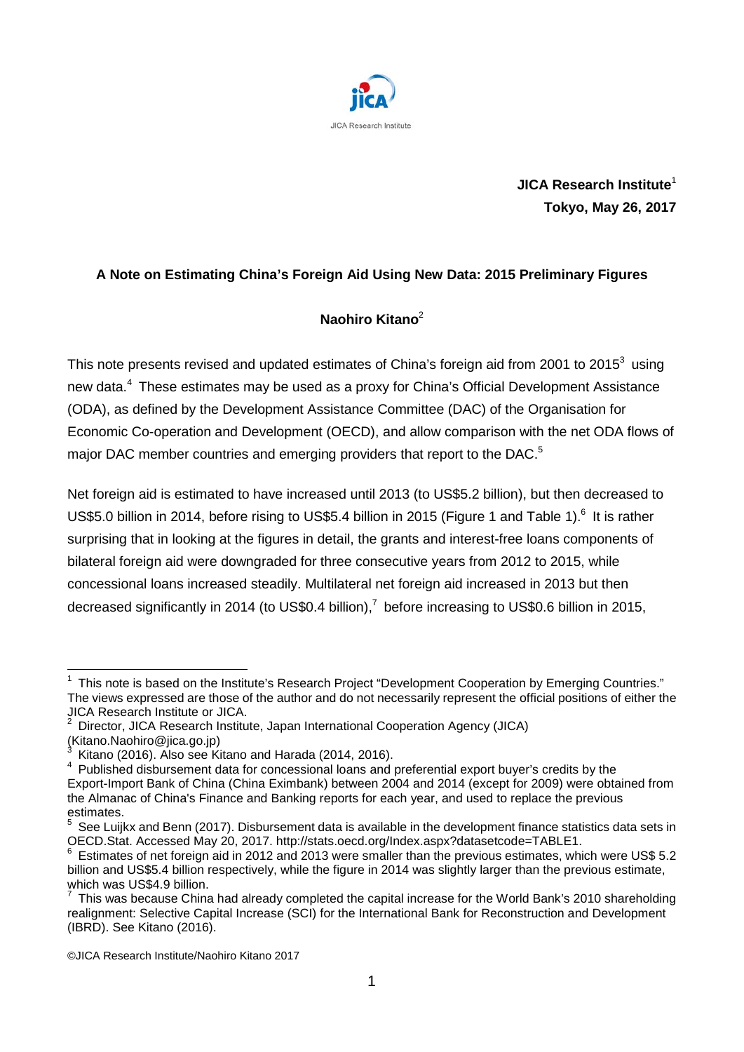**JICA Research Institute**[1]
**Tokyo, May 26, 2017**

## A Note on Estimating China's Foreign Aid Using New Data: 2015 Preliminary Figures

**Naohiro Kitano**[2]

This note presents revised and updated estimates of China's foreign aid from 2001 to 2015[3] using new data.[4] These estimates may be used as a proxy for China's Official Development Assistance (ODA), as defined by the Development Assistance Committee (DAC) of the Organisation for Economic Co-operation and Development (OECD), and allow comparison with the net ODA flows of major DAC member countries and emerging providers that report to the DAC.[5]

Net foreign aid is estimated to have increased until 2013 (to US$5.2 billion), but then decreased to US$5.0 billion in 2014, before rising to US$5.4 billion in 2015 (Figure 1 and Table 1).[6] It is rather surprising that in looking at the figures in detail, the grants and interest-free loans components of bilateral foreign aid were downgraded for three consecutive years from 2012 to 2015, while concessional loans increased steadily. Multilateral net foreign aid increased in 2013 but then decreased significantly in 2014 (to US$0.4 billion),[7] before increasing to US$0.6 billion in 2015,

---

[1] This note is based on the Institute's Research Project "Development Cooperation by Emerging Countries." The views expressed are those of the author and do not necessarily represent the official positions of either the JICA Research Institute or JICA.

[2] Director, JICA Research Institute, Japan International Cooperation Agency (JICA) (Kitano.Naohiro@jica.go.jp)

[3] Kitano (2016). Also see Kitano and Harada (2014, 2016).

[4] Published disbursement data for concessional loans and preferential export buyer's credits by the Export-Import Bank of China (China Eximbank) between 2004 and 2014 (except for 2009) were obtained from the Almanac of China's Finance and Banking reports for each year, and used to replace the previous estimates.

[5] See Luijkx and Benn (2017). Disbursement data is available in the development finance statistics data sets in OECD.Stat. Accessed May 20, 2017. http://stats.oecd.org/Index.aspx?datasetcode=TABLE1.

[6] Estimates of net foreign aid in 2012 and 2013 were smaller than the previous estimates, which were US$ 5.2 billion and US$5.4 billion respectively, while the figure in 2014 was slightly larger than the previous estimate, which was US$4.9 billion.

[7] This was because China had already completed the capital increase for the World Bank's 2010 shareholding realignment: Selective Capital Increase (SCI) for the International Bank for Reconstruction and Development (IBRD). See Kitano (2016).

©JICA Research Institute/Naohiro Kitano 2017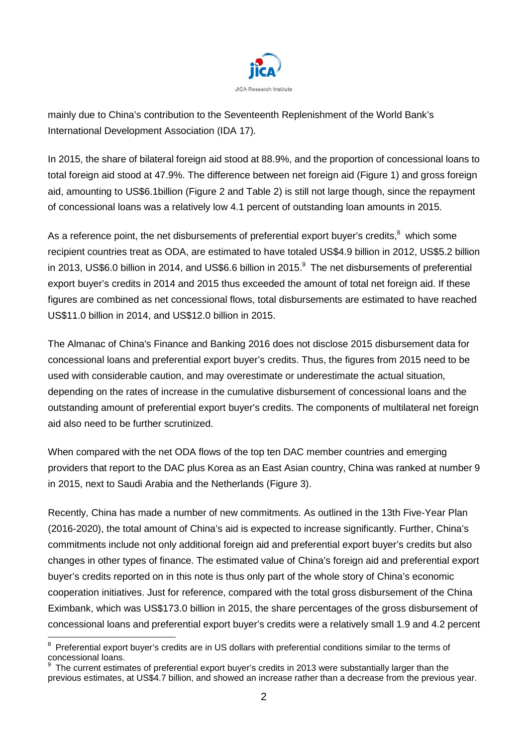mainly due to China's contribution to the Seventeenth Replenishment of the World Bank's International Development Association (IDA 17).

In 2015, the share of bilateral foreign aid stood at 88.9%, and the proportion of concessional loans to total foreign aid stood at 47.9%. The difference between net foreign aid (Figure 1) and gross foreign aid, amounting to US$6.1billion (Figure 2 and Table 2) is still not large though, since the repayment of concessional loans was a relatively low 4.1 percent of outstanding loan amounts in 2015.

As a reference point, the net disbursements of preferential export buyer's credits,[8] which some recipient countries treat as ODA, are estimated to have totaled US$4.9 billion in 2012, US$5.2 billion in 2013, US$6.0 billion in 2014, and US$6.6 billion in 2015.[9] The net disbursements of preferential export buyer's credits in 2014 and 2015 thus exceeded the amount of total net foreign aid. If these figures are combined as net concessional flows, total disbursements are estimated to have reached US$11.0 billion in 2014, and US$12.0 billion in 2015.

The Almanac of China's Finance and Banking 2016 does not disclose 2015 disbursement data for concessional loans and preferential export buyer's credits. Thus, the figures from 2015 need to be used with considerable caution, and may overestimate or underestimate the actual situation, depending on the rates of increase in the cumulative disbursement of concessional loans and the outstanding amount of preferential export buyer's credits. The components of multilateral net foreign aid also need to be further scrutinized.

When compared with the net ODA flows of the top ten DAC member countries and emerging providers that report to the DAC plus Korea as an East Asian country, China was ranked at number 9 in 2015, next to Saudi Arabia and the Netherlands (Figure 3).

Recently, China has made a number of new commitments. As outlined in the 13th Five-Year Plan (2016-2020), the total amount of China's aid is expected to increase significantly. Further, China's commitments include not only additional foreign aid and preferential export buyer's credits but also changes in other types of finance. The estimated value of China's foreign aid and preferential export buyer's credits reported on in this note is thus only part of the whole story of China's economic cooperation initiatives. Just for reference, compared with the total gross disbursement of the China Eximbank, which was US$173.0 billion in 2015, the share percentages of the gross disbursement of concessional loans and preferential export buyer's credits were a relatively small 1.9 and 4.2 percent

[8] Preferential export buyer's credits are in US dollars with preferential conditions similar to the terms of concessional loans.

[9] The current estimates of preferential export buyer's credits in 2013 were substantially larger than the previous estimates, at US$4.7 billion, and showed an increase rather than a decrease from the previous year.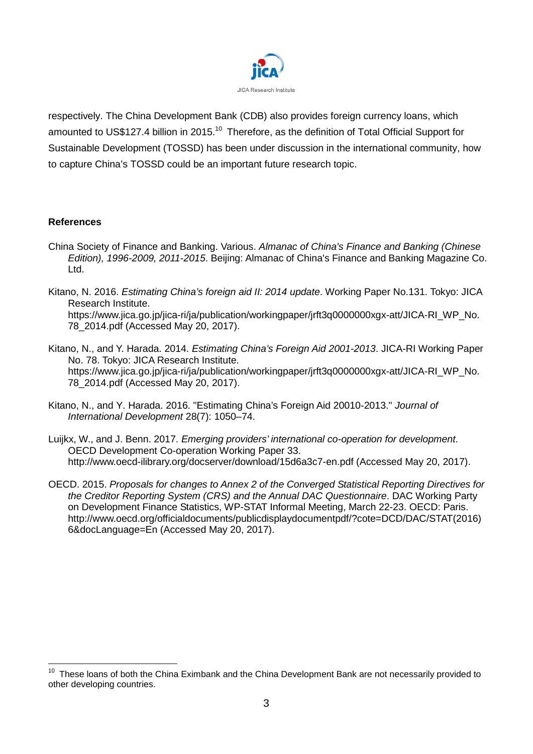respectively. The China Development Bank (CDB) also provides foreign currency loans, which amounted to US$127.4 billion in 2015.[10] Therefore, as the definition of Total Official Support for Sustainable Development (TOSSD) has been under discussion in the international community, how to capture China's TOSSD could be an important future research topic.

**References**

China Society of Finance and Banking. Various. *Almanac of China's Finance and Banking (Chinese Edition), 1996-2009, 2011-2015*. Beijing: Almanac of China's Finance and Banking Magazine Co. Ltd.

Kitano, N. 2016. *Estimating China's foreign aid II: 2014 update*. Working Paper No.131. Tokyo: JICA Research Institute. https://www.jica.go.jp/jica-ri/ja/publication/workingpaper/jrft3q0000000xgx-att/JICA-RI_WP_No.78_2014.pdf (Accessed May 20, 2017).

Kitano, N., and Y. Harada. 2014. *Estimating China's Foreign Aid 2001-2013*. JICA-RI Working Paper No. 78. Tokyo: JICA Research Institute. https://www.jica.go.jp/jica-ri/ja/publication/workingpaper/jrft3q0000000xgx-att/JICA-RI_WP_No.78_2014.pdf (Accessed May 20, 2017).

Kitano, N., and Y. Harada. 2016. "Estimating China's Foreign Aid 20010-2013." *Journal of International Development* 28(7): 1050–74.

Luijkx, W., and J. Benn. 2017. *Emerging providers' international co-operation for development*. OECD Development Co-operation Working Paper 33. http://www.oecd-ilibrary.org/docserver/download/15d6a3c7-en.pdf (Accessed May 20, 2017).

OECD. 2015. *Proposals for changes to Annex 2 of the Converged Statistical Reporting Directives for the Creditor Reporting System (CRS) and the Annual DAC Questionnaire*. DAC Working Party on Development Finance Statistics, WP-STAT Informal Meeting, March 22-23. OECD: Paris. http://www.oecd.org/officialdocuments/publicdisplaydocumentpdf/?cote=DCD/DAC/STAT(2016)6&docLanguage=En (Accessed May 20, 2017).

---

[10] These loans of both the China Eximbank and the China Development Bank are not necessarily provided to other developing countries.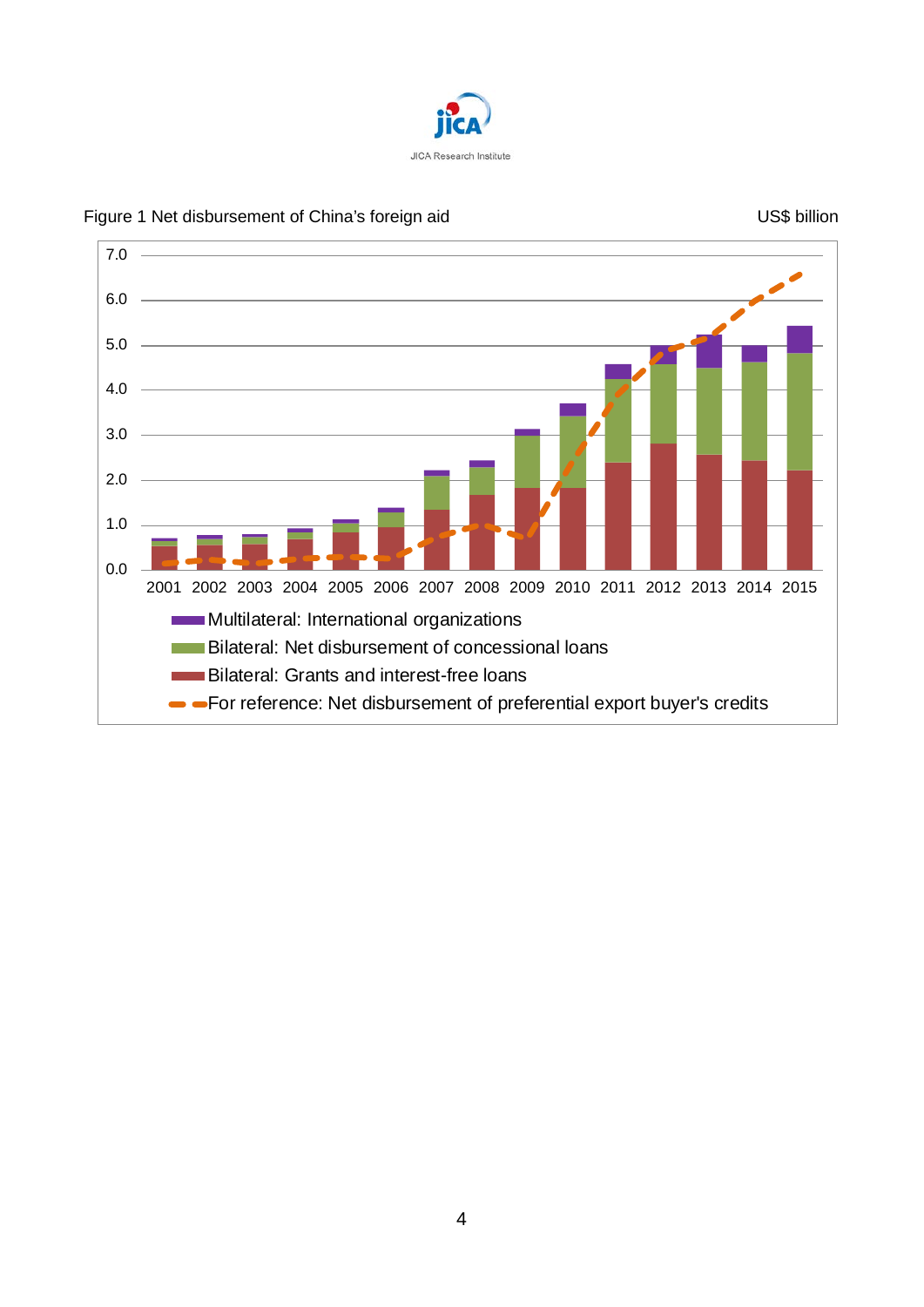Figure 1 Net disbursement of China's foreign aid

US$ billion

- Multilateral: International organizations
- Bilateral: Net disbursement of concessional loans
- Bilateral: Grants and interest-free loans
- For reference: Net disbursement of preferential export buyer's credits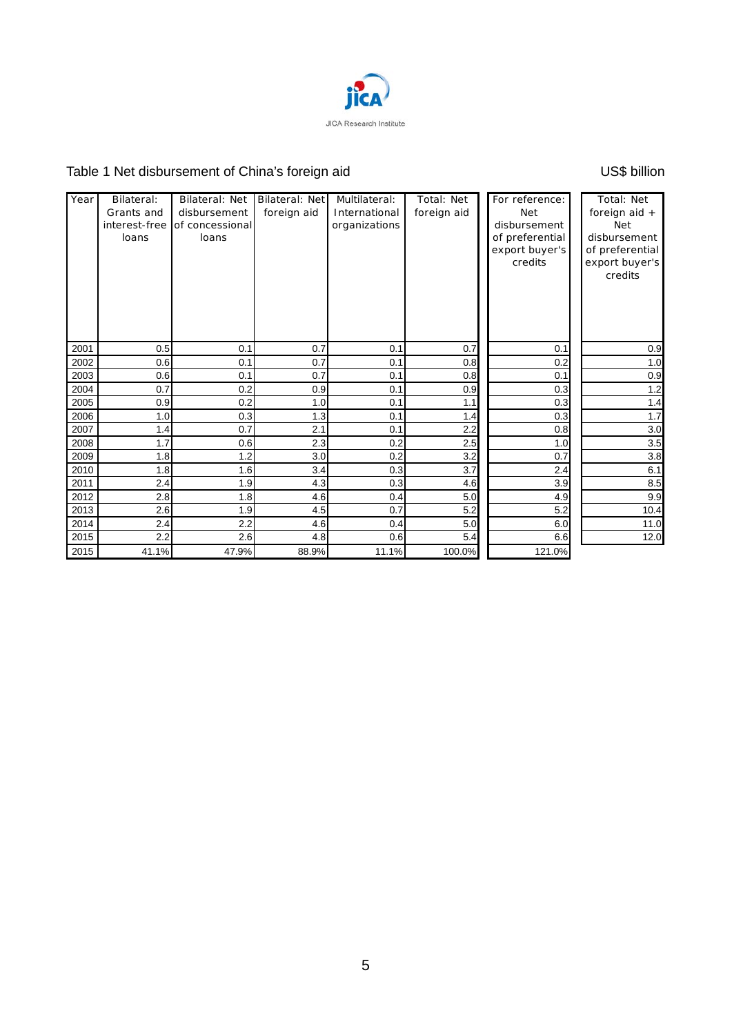Table 1 Net disbursement of China's foreign aid

US$ billion

| Year | Bilateral: Grants and interest-free loans | Bilateral: Net disbursement of concessional loans | Bilateral: Net foreign aid | Multilateral: International organizations | Total: Net foreign aid | For reference: Net disbursement of preferential export buyer's credits | Total: Net foreign aid + Net disbursement of preferential export buyer's credits |
|---|---|---|---|---|---|---|---|
| 2001 | 0.5 | 0.1 | 0.7 | 0.1 | 0.7 | 0.1 | 0.9 |
| 2002 | 0.6 | 0.1 | 0.7 | 0.1 | 0.8 | 0.2 | 1.0 |
| 2003 | 0.6 | 0.1 | 0.7 | 0.1 | 0.8 | 0.1 | 0.9 |
| 2004 | 0.7 | 0.2 | 0.9 | 0.1 | 0.9 | 0.3 | 1.2 |
| 2005 | 0.9 | 0.2 | 1.0 | 0.1 | 1.1 | 0.3 | 1.4 |
| 2006 | 1.0 | 0.3 | 1.3 | 0.1 | 1.4 | 0.3 | 1.7 |
| 2007 | 1.4 | 0.7 | 2.1 | 0.1 | 2.2 | 0.8 | 3.0 |
| 2008 | 1.7 | 0.6 | 2.3 | 0.2 | 2.5 | 1.0 | 3.5 |
| 2009 | 1.8 | 1.2 | 3.0 | 0.2 | 3.2 | 0.7 | 3.8 |
| 2010 | 1.8 | 1.6 | 3.4 | 0.3 | 3.7 | 2.4 | 6.1 |
| 2011 | 2.4 | 1.9 | 4.3 | 0.3 | 4.6 | 3.9 | 8.5 |
| 2012 | 2.8 | 1.8 | 4.6 | 0.4 | 5.0 | 4.9 | 9.9 |
| 2013 | 2.6 | 1.9 | 4.5 | 0.7 | 5.2 | 5.2 | 10.4 |
| 2014 | 2.4 | 2.2 | 4.6 | 0.4 | 5.0 | 6.0 | 11.0 |
| 2015 | 2.2 | 2.6 | 4.8 | 0.6 | 5.4 | 6.6 | 12.0 |
| 2015 | 41.1% | 47.9% | 88.9% | 11.1% | 100.0% | 121.0% | |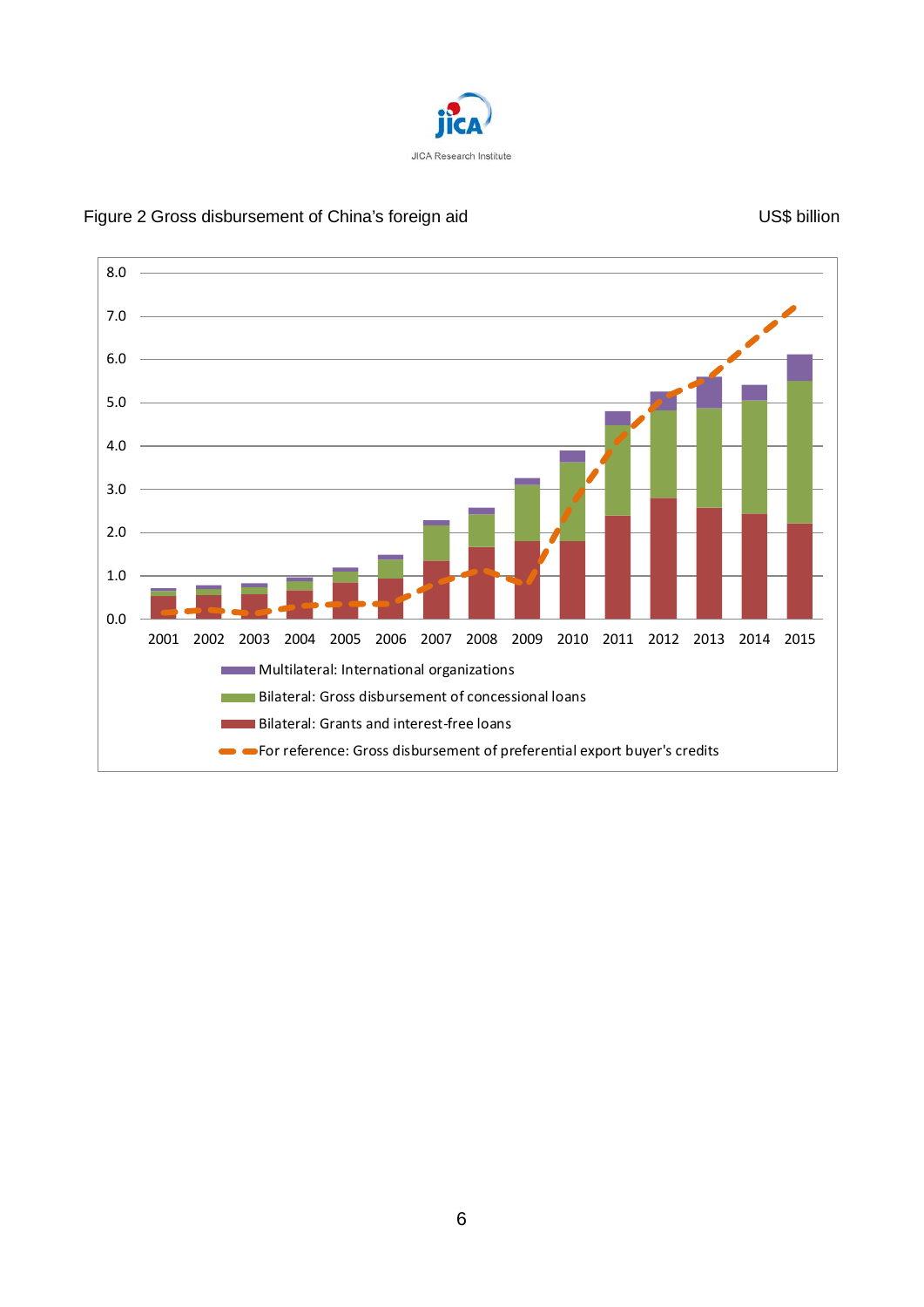Figure 2 Gross disbursement of China's foreign aid

US$ billion

- Multilateral: International organizations
- Bilateral: Gross disbursement of concessional loans
- Bilateral: Grants and interest-free loans
- For reference: Gross disbursement of preferential export buyer's credits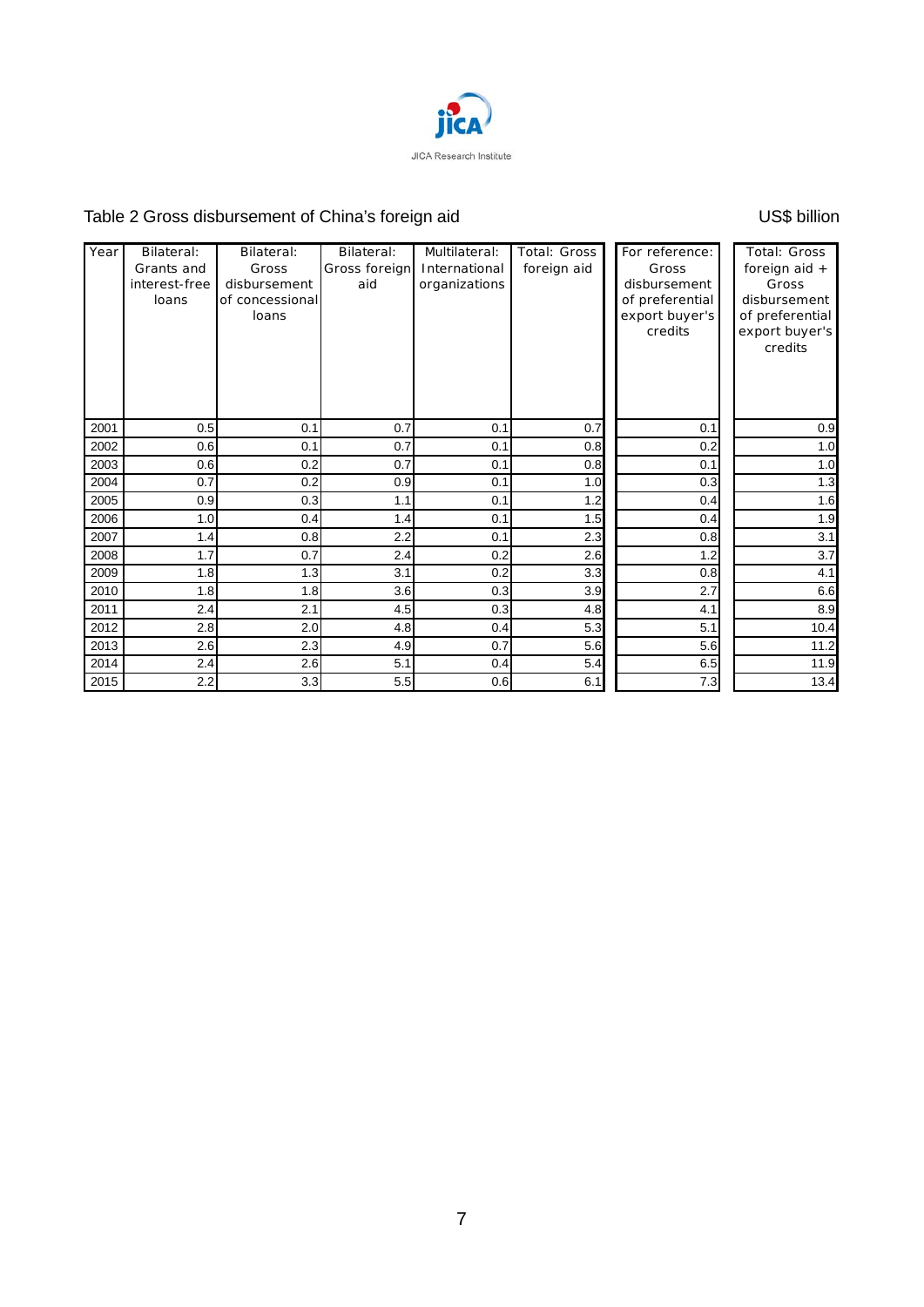Table 2 Gross disbursement of China's foreign aid

US$ billion

| Year | Bilateral: Grants and interest-free loans | Bilateral: Gross disbursement of concessional loans | Bilateral: Gross foreign aid | Multilateral: International organizations | Total: Gross foreign aid | For reference: Gross disbursement of preferential export buyer's credits | Total: Gross foreign aid + Gross disbursement of preferential export buyer's credits |
|---|---|---|---|---|---|---|---|
| 2001 | 0.5 | 0.1 | 0.7 | 0.1 | 0.7 | 0.1 | 0.9 |
| 2002 | 0.6 | 0.1 | 0.7 | 0.1 | 0.8 | 0.2 | 1.0 |
| 2003 | 0.6 | 0.2 | 0.7 | 0.1 | 0.8 | 0.1 | 1.0 |
| 2004 | 0.7 | 0.2 | 0.9 | 0.1 | 1.0 | 0.3 | 1.3 |
| 2005 | 0.9 | 0.3 | 1.1 | 0.1 | 1.2 | 0.4 | 1.6 |
| 2006 | 1.0 | 0.4 | 1.4 | 0.1 | 1.5 | 0.4 | 1.9 |
| 2007 | 1.4 | 0.8 | 2.2 | 0.1 | 2.3 | 0.8 | 3.1 |
| 2008 | 1.7 | 0.7 | 2.4 | 0.2 | 2.6 | 1.2 | 3.7 |
| 2009 | 1.8 | 1.3 | 3.1 | 0.2 | 3.3 | 0.8 | 4.1 |
| 2010 | 1.8 | 1.8 | 3.6 | 0.3 | 3.9 | 2.7 | 6.6 |
| 2011 | 2.4 | 2.1 | 4.5 | 0.3 | 4.8 | 4.1 | 8.9 |
| 2012 | 2.8 | 2.0 | 4.8 | 0.4 | 5.3 | 5.1 | 10.4 |
| 2013 | 2.6 | 2.3 | 4.9 | 0.7 | 5.6 | 5.6 | 11.2 |
| 2014 | 2.4 | 2.6 | 5.1 | 0.4 | 5.4 | 6.5 | 11.9 |
| 2015 | 2.2 | 3.3 | 5.5 | 0.6 | 6.1 | 7.3 | 13.4 |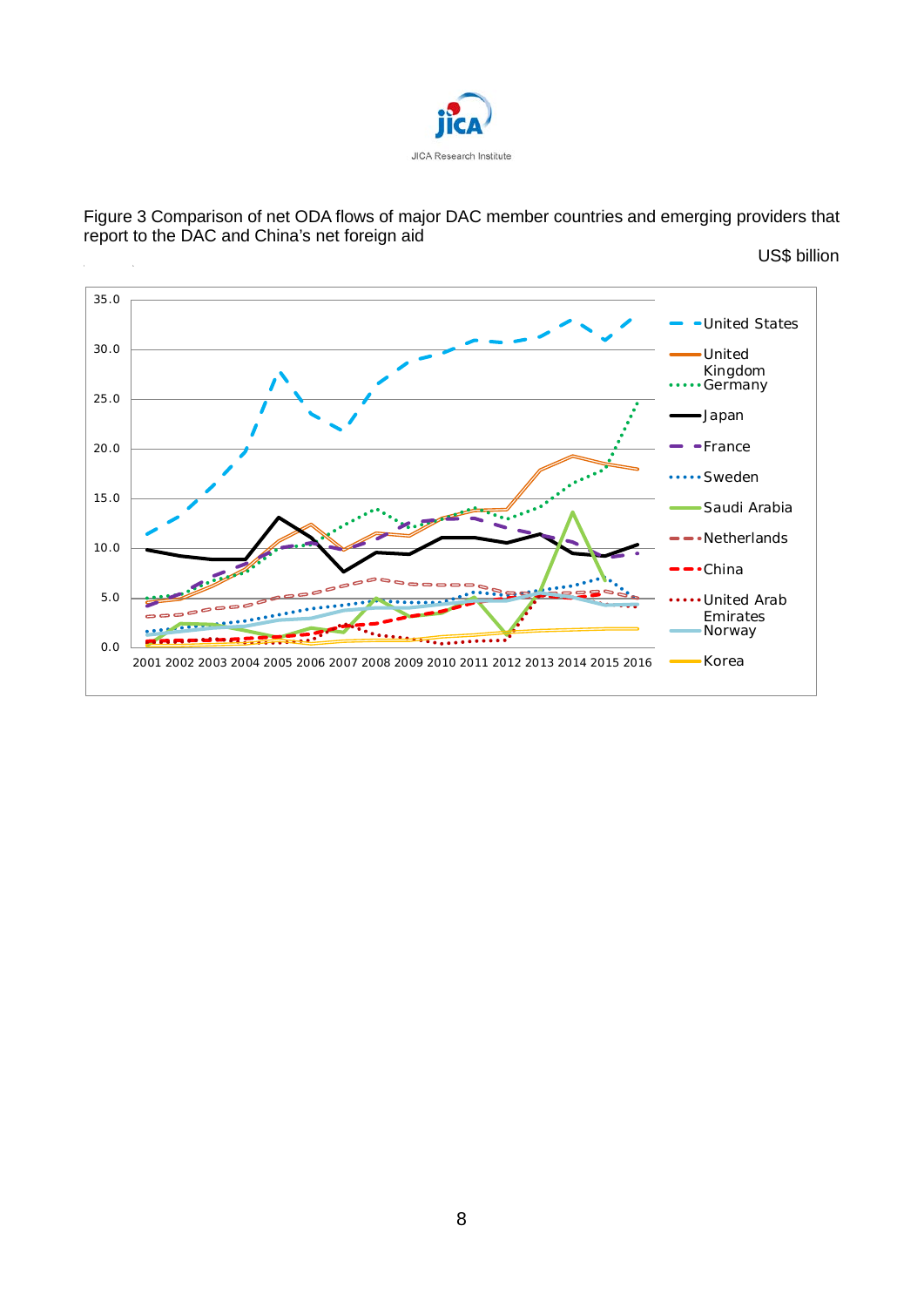Figure 3 Comparison of net ODA flows of major DAC member countries and emerging providers that report to the DAC and China's net foreign aid

US$ billion

35.0
30.0
25.0
20.0
15.0
10.0
5.0
0.0

2001 2002 2003 2004 2005 2006 2007 2008 2009 2010 2011 2012 2013 2014 2015 2016

United States
United Kingdom
Germany
Japan
France
Sweden
Saudi Arabia
Netherlands
China
United Arab Emirates
Norway
Korea